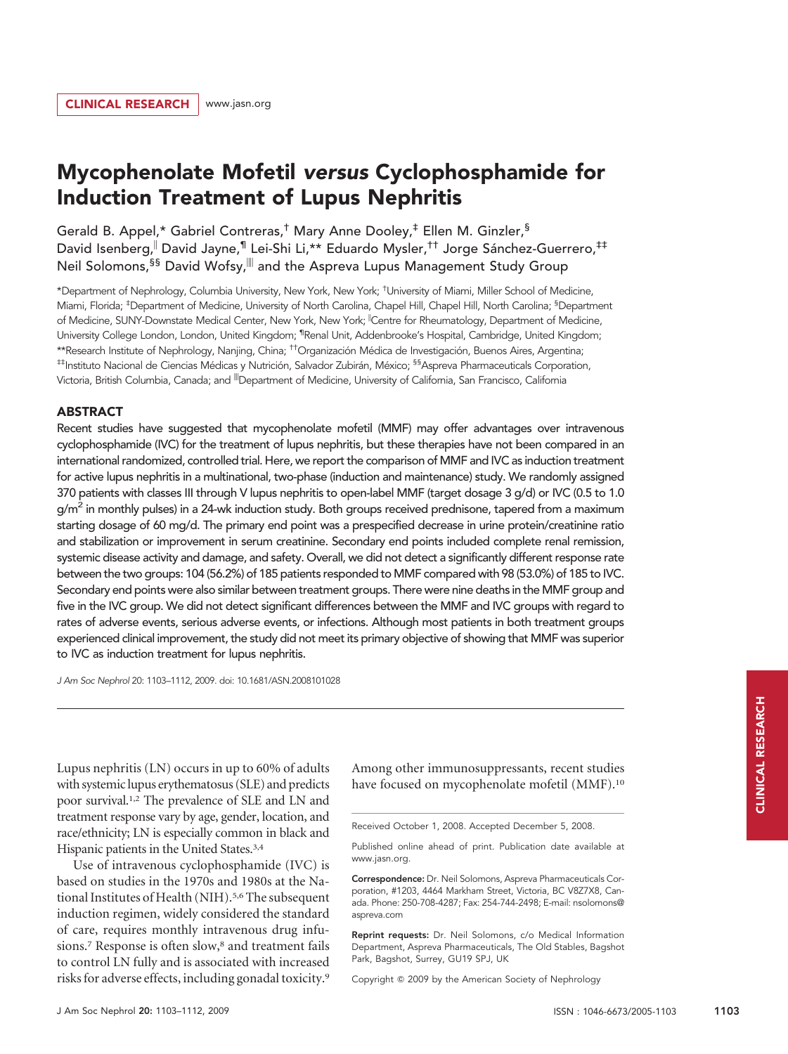CLINICAL RESEARCH | www.jasn.org

# Mycophenolate Mofetil *versus* Cyclophosphamide for Induction Treatment of Lupus Nephritis

Gerald B. Appel,[*] Gabriel Contreras,[†] Mary Anne Dooley,[‡] Ellen M. Ginzler,[§] David Isenberg,[||] David Jayne,[¶] Lei-Shi Li,[**] Eduardo Mysler,[††] Jorge Sánchez-Guerrero,[‡‡] Neil Solomons,[§§] David Wofsy,[||||] and the Aspreva Lupus Management Study Group

[*]Department of Nephrology, Columbia University, New York, New York; [†]University of Miami, Miller School of Medicine, Miami, Florida; [‡]Department of Medicine, University of North Carolina, Chapel Hill, Chapel Hill, North Carolina; [§]Department of Medicine, SUNY-Downstate Medical Center, New York, New York; [||]Centre for Rheumatology, Department of Medicine, University College London, London, United Kingdom; [¶]Renal Unit, Addenbrooke's Hospital, Cambridge, United Kingdom; [**]Research Institute of Nephrology, Nanjing, China; [††]Organización Médica de Investigación, Buenos Aires, Argentina; [‡‡]Instituto Nacional de Ciencias Médicas y Nutrición, Salvador Zubirán, México; [§§]Aspreva Pharmaceuticals Corporation, Victoria, British Columbia, Canada; and [||||]Department of Medicine, University of California, San Francisco, California

## ABSTRACT

Recent studies have suggested that mycophenolate mofetil (MMF) may offer advantages over intravenous cyclophosphamide (IVC) for the treatment of lupus nephritis, but these therapies have not been compared in an international randomized, controlled trial. Here, we report the comparison of MMF and IVC as induction treatment for active lupus nephritis in a multinational, two-phase (induction and maintenance) study. We randomly assigned 370 patients with classes III through V lupus nephritis to open-label MMF (target dosage 3 g/d) or IVC (0.5 to 1.0 $g/m^2$ in monthly pulses) in a 24-wk induction study. Both groups received prednisone, tapered from a maximum starting dosage of 60 mg/d. The primary end point was a prespecified decrease in urine protein/creatinine ratio and stabilization or improvement in serum creatinine. Secondary end points included complete renal remission, systemic disease activity and damage, and safety. Overall, we did not detect a significantly different response rate between the two groups: 104 (56.2%) of 185 patients responded to MMF compared with 98 (53.0%) of 185 to IVC. Secondary end points were also similar between treatment groups. There were nine deaths in the MMF group and five in the IVC group. We did not detect significant differences between the MMF and IVC groups with regard to rates of adverse events, serious adverse events, or infections. Although most patients in both treatment groups experienced clinical improvement, the study did not meet its primary objective of showing that MMF was superior to IVC as induction treatment for lupus nephritis.

*J Am Soc Nephrol* 20: 1103–1112, 2009. doi: 10.1681/ASN.2008101028

Lupus nephritis (LN) occurs in up to 60% of adults with systemic lupus erythematosus (SLE) and predicts poor survival.[1,2] The prevalence of SLE and LN and treatment response vary by age, gender, location, and race/ethnicity; LN is especially common in black and Hispanic patients in the United States.[3,4]

Use of intravenous cyclophosphamide (IVC) is based on studies in the 1970s and 1980s at the National Institutes of Health (NIH).[5,6] The subsequent induction regimen, widely considered the standard of care, requires monthly intravenous drug infusions.[7] Response is often slow,[8] and treatment fails to control LN fully and is associated with increased risks for adverse effects, including gonadal toxicity.[9]

Among other immunosuppressants, recent studies have focused on mycophenolate mofetil (MMF).[10]

Received October 1, 2008. Accepted December 5, 2008.

Published online ahead of print. Publication date available at www.jasn.org.

**Correspondence:** Dr. Neil Solomons, Aspreva Pharmaceuticals Corporation, #1203, 4464 Markham Street, Victoria, BC V8Z7X8, Canada. Phone: 250-708-4287; Fax: 254-744-2498; E-mail: nsolomons@aspreva.com

**Reprint requests:** Dr. Neil Solomons, c/o Medical Information Department, Aspreva Pharmaceuticals, The Old Stables, Bagshot Park, Bagshot, Surrey, GU19 5PJ, UK

Copyright © 2009 by the American Society of Nephrology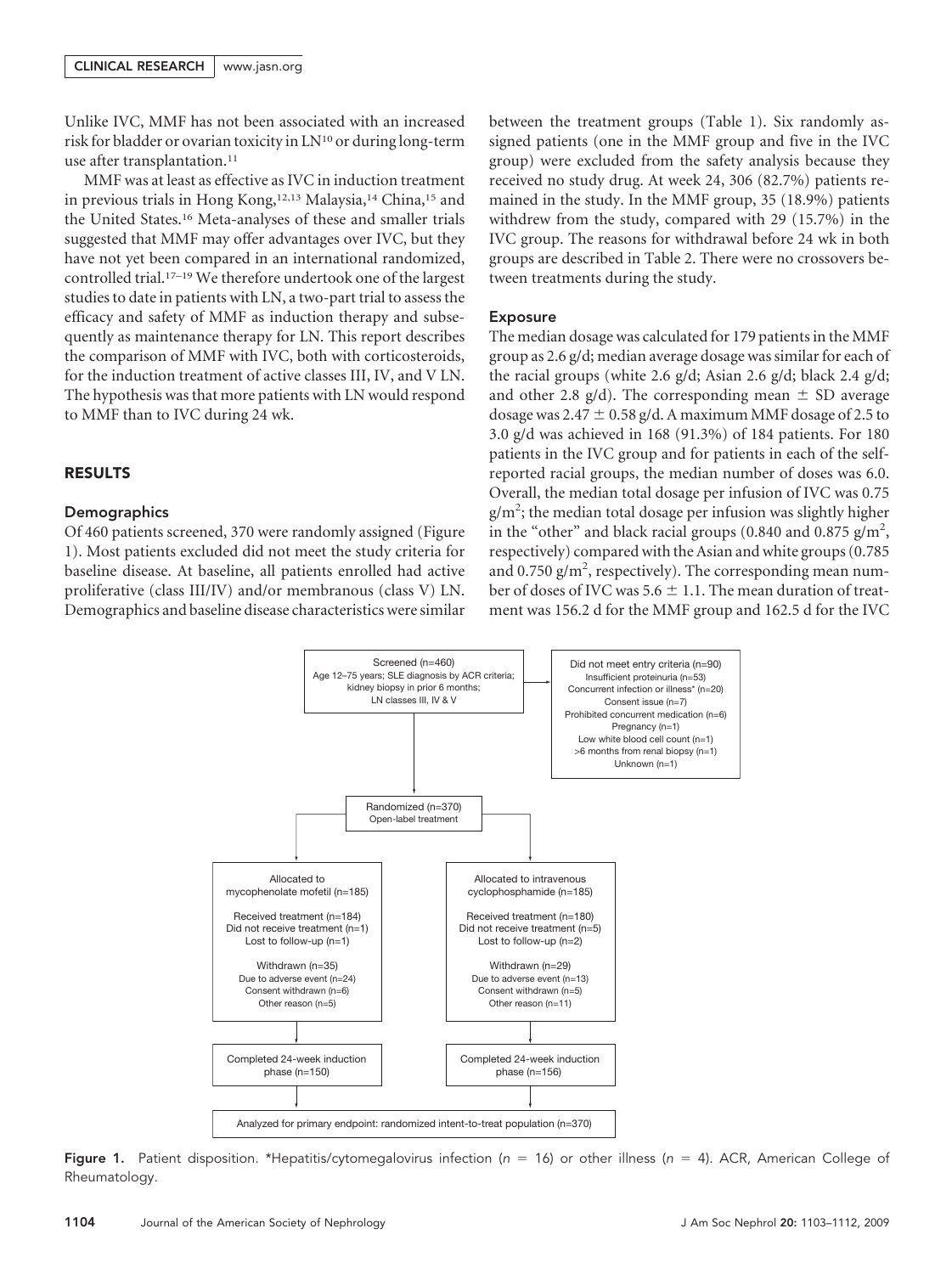Unlike IVC, MMF has not been associated with an increased risk for bladder or ovarian toxicity in LN[10] or during long-term use after transplantation.[11]

MMF was at least as effective as IVC in induction treatment in previous trials in Hong Kong,[12,13] Malaysia,[14] China,[15] and the United States.[16] Meta-analyses of these and smaller trials suggested that MMF may offer advantages over IVC, but they have not yet been compared in an international randomized, controlled trial.[17–19] We therefore undertook one of the largest studies to date in patients with LN, a two-part trial to assess the efficacy and safety of MMF as induction therapy and subsequently as maintenance therapy for LN. This report describes the comparison of MMF with IVC, both with corticosteroids, for the induction treatment of active classes III, IV, and V LN. The hypothesis was that more patients with LN would respond to MMF than to IVC during 24 wk.

## RESULTS

### Demographics

Of 460 patients screened, 370 were randomly assigned (Figure 1). Most patients excluded did not meet the study criteria for baseline disease. At baseline, all patients enrolled had active proliferative (class III/IV) and/or membranous (class V) LN. Demographics and baseline disease characteristics were similar between the treatment groups (Table 1). Six randomly assigned patients (one in the MMF group and five in the IVC group) were excluded from the safety analysis because they received no study drug. At week 24, 306 (82.7%) patients remained in the study. In the MMF group, 35 (18.9%) patients withdrew from the study, compared with 29 (15.7%) in the IVC group. The reasons for withdrawal before 24 wk in both groups are described in Table 2. There were no crossovers between treatments during the study.

### Exposure

The median dosage was calculated for 179 patients in the MMF group as 2.6 g/d; median average dosage was similar for each of the racial groups (white 2.6 g/d; Asian 2.6 g/d; black 2.4 g/d; and other 2.8 g/d). The corresponding mean ± SD average dosage was 2.47 ± 0.58 g/d. A maximum MMF dosage of 2.5 to 3.0 g/d was achieved in 168 (91.3%) of 184 patients. For 180 patients in the IVC group and for patients in each of the self-reported racial groups, the median number of doses was 6.0. Overall, the median total dosage per infusion of IVC was 0.75 $g/m^2$; the median total dosage per infusion was slightly higher in the "other" and black racial groups (0.840 and 0.875 $g/m^2$, respectively) compared with the Asian and white groups (0.785 and 0.750 $g/m^2$, respectively). The corresponding mean number of doses of IVC was 5.6 ± 1.1. The mean duration of treatment was 156.2 d for the MMF group and 162.5 d for the IVC

Screened (n=460)
Age 12–75 years; SLE diagnosis by ACR criteria; kidney biopsy in prior 6 months; LN classes III, IV & V

Did not meet entry criteria (n=90)
Insufficient proteinuria (n=53)
Concurrent infection or illness* (n=20)
Consent issue (n=7)
Prohibited concurrent medication (n=6)
Pregnancy (n=1)
Low white blood cell count (n=1)
>6 months from renal biopsy (n=1)
Unknown (n=1)

Randomized (n=370)
Open-label treatment

Allocated to mycophenolate mofetil (n=185)
Received treatment (n=184)
Did not receive treatment (n=1)
Lost to follow-up (n=1)
Withdrawn (n=35)
Due to adverse event (n=24)
Consent withdrawn (n=6)
Other reason (n=5)
Completed 24-week induction phase (n=150)

Allocated to intravenous cyclophosphamide (n=185)
Received treatment (n=180)
Did not receive treatment (n=5)
Lost to follow-up (n=2)
Withdrawn (n=29)
Due to adverse event (n=13)
Consent withdrawn (n=5)
Other reason (n=11)
Completed 24-week induction phase (n=156)

Analyzed for primary endpoint: randomized intent-to-treat population (n=370)

**Figure 1.** Patient disposition. *Hepatitis/cytomegalovirus infection ($n = 16$) or other illness ($n = 4$). ACR, American College of Rheumatology.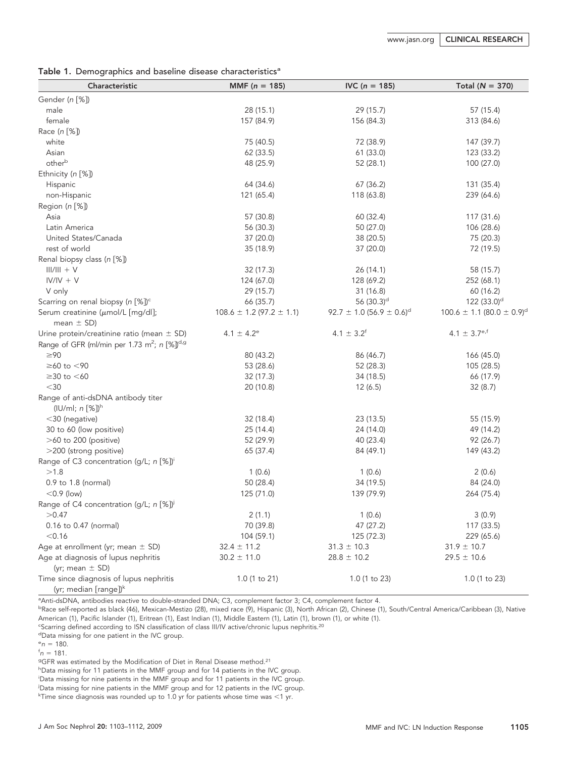Table 1. Demographics and baseline disease characteristics[a]

| Characteristic | MMF ($n$ = 185) | IVC ($n$ = 185) | Total ($N$ = 370) |
|---|---|---|---|
| Gender ($n$ [%]) | | | |
| male | 28 (15.1) | 29 (15.7) | 57 (15.4) |
| female | 157 (84.9) | 156 (84.3) | 313 (84.6) |
| Race ($n$ [%]) | | | |
| white | 75 (40.5) | 72 (38.9) | 147 (39.7) |
| Asian | 62 (33.5) | 61 (33.0) | 123 (33.2) |
| other[b] | 48 (25.9) | 52 (28.1) | 100 (27.0) |
| Ethnicity ($n$ [%]) | | | |
| Hispanic | 64 (34.6) | 67 (36.2) | 131 (35.4) |
| non-Hispanic | 121 (65.4) | 118 (63.8) | 239 (64.6) |
| Region ($n$ [%]) | | | |
| Asia | 57 (30.8) | 60 (32.4) | 117 (31.6) |
| Latin America | 56 (30.3) | 50 (27.0) | 106 (28.6) |
| United States/Canada | 37 (20.0) | 38 (20.5) | 75 (20.3) |
| rest of world | 35 (18.9) | 37 (20.0) | 72 (19.5) |
| Renal biopsy class ($n$ [%]) | | | |
| III/III + V | 32 (17.3) | 26 (14.1) | 58 (15.7) |
| IV/IV + V | 124 (67.0) | 128 (69.2) | 252 (68.1) |
| V only | 29 (15.7) | 31 (16.8) | 60 (16.2) |
| Scarring on renal biopsy ($n$ [%])[c] | 66 (35.7) | 56 (30.3)[d] | 122 (33.0)[d] |
| Serum creatinine (μmol/L [mg/dl]; mean ± SD) | 108.6 ± 1.2 (97.2 ± 1.1) | 92.7 ± 1.0 (56.9 ± 0.6)[d] | 100.6 ± 1.1 (80.0 ± 0.9)[d] |
| Urine protein/creatinine ratio (mean ± SD) | 4.1 ± 4.2[e] | 4.1 ± 3.2[f] | 4.1 ± 3.7[e,f] |
| Range of GFR (ml/min per 1.73 $m^2$; $n$ [%])[d,g] | | | |
| ≥90 | 80 (43.2) | 86 (46.7) | 166 (45.0) |
| ≥60 to <90 | 53 (28.6) | 52 (28.3) | 105 (28.5) |
| ≥30 to <60 | 32 (17.3) | 34 (18.5) | 66 (17.9) |
| <30 | 20 (10.8) | 12 (6.5) | 32 (8.7) |
| Range of anti-dsDNA antibody titer (IU/ml; $n$ [%])[h] | | | |
| <30 (negative) | 32 (18.4) | 23 (13.5) | 55 (15.9) |
| 30 to 60 (low positive) | 25 (14.4) | 24 (14.0) | 49 (14.2) |
| >60 to 200 (positive) | 52 (29.9) | 40 (23.4) | 92 (26.7) |
| >200 (strong positive) | 65 (37.4) | 84 (49.1) | 149 (43.2) |
| Range of C3 concentration (g/L; $n$ [%])[i] | | | |
| >1.8 | 1 (0.6) | 1 (0.6) | 2 (0.6) |
| 0.9 to 1.8 (normal) | 50 (28.4) | 34 (19.5) | 84 (24.0) |
| <0.9 (low) | 125 (71.0) | 139 (79.9) | 264 (75.4) |
| Range of C4 concentration (g/L; $n$ [%])[j] | | | |
| >0.47 | 2 (1.1) | 1 (0.6) | 3 (0.9) |
| 0.16 to 0.47 (normal) | 70 (39.8) | 47 (27.2) | 117 (33.5) |
| <0.16 | 104 (59.1) | 125 (72.3) | 229 (65.6) |
| Age at enrollment (yr; mean ± SD) | 32.4 ± 11.2 | 31.3 ± 10.3 | 31.9 ± 10.7 |
| Age at diagnosis of lupus nephritis (yr; mean ± SD) | 30.2 ± 11.0 | 28.8 ± 10.2 | 29.5 ± 10.6 |
| Time since diagnosis of lupus nephritis (yr; median [range])[k] | 1.0 (1 to 21) | 1.0 (1 to 23) | 1.0 (1 to 23) |

[a]Anti-dsDNA, antibodies reactive to double-stranded DNA; C3, complement factor 3; C4, complement factor 4.
[b]Race self-reported as black (46), Mexican-Mestizo (28), mixed race (9), Hispanic (3), North African (2), Chinese (1), South/Central America/Caribbean (3), Native American (1), Pacific Islander (1), Eritrean (1), East Indian (1), Middle Eastern (1), Latin (1), brown (1), or white (1).
[c]Scarring defined according to ISN classification of class III/IV active/chronic lupus nephritis.[20]
[d]Data missing for one patient in the IVC group.
[e]$n$ = 180.
[f]$n$ = 181.
[g]GFR was estimated by the Modification of Diet in Renal Disease method.[21]
[h]Data missing for 11 patients in the MMF group and for 14 patients in the IVC group.
[i]Data missing for nine patients in the MMF group and for 11 patients in the IVC group.
[j]Data missing for nine patients in the MMF group and for 12 patients in the IVC group.
[k]Time since diagnosis was rounded up to 1.0 yr for patients whose time was <1 yr.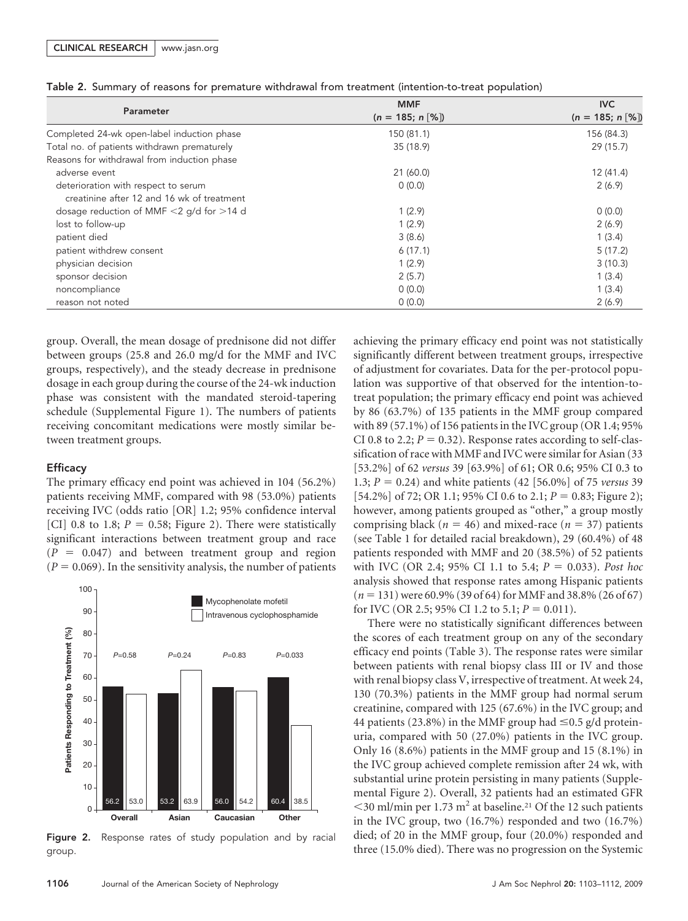Table 2. Summary of reasons for premature withdrawal from treatment (intention-to-treat population)

| Parameter | MMF ($n$ = 185; $n$ [%]) | IVC ($n$ = 185; $n$ [%]) |
|---|---|---|
| Completed 24-wk open-label induction phase | 150 (81.1) | 156 (84.3) |
| Total no. of patients withdrawn prematurely | 35 (18.9) | 29 (15.7) |
| Reasons for withdrawal from induction phase | | |
| adverse event | 21 (60.0) | 12 (41.4) |
| deterioration with respect to serum creatinine after 12 and 16 wk of treatment | 0 (0.0) | 2 (6.9) |
| dosage reduction of MMF <2 g/d for >14 d | 1 (2.9) | 0 (0.0) |
| lost to follow-up | 1 (2.9) | 2 (6.9) |
| patient died | 3 (8.6) | 1 (3.4) |
| patient withdrew consent | 6 (17.1) | 5 (17.2) |
| physician decision | 1 (2.9) | 3 (10.3) |
| sponsor decision | 2 (5.7) | 1 (3.4) |
| noncompliance | 0 (0.0) | 1 (3.4) |
| reason not noted | 0 (0.0) | 2 (6.9) |

group. Overall, the mean dosage of prednisone did not differ between groups (25.8 and 26.0 mg/d for the MMF and IVC groups, respectively), and the steady decrease in prednisone dosage in each group during the course of the 24-wk induction phase was consistent with the mandated steroid-tapering schedule (Supplemental Figure 1). The numbers of patients receiving concomitant medications were mostly similar between treatment groups.

### Efficacy

The primary efficacy end point was achieved in 104 (56.2%) patients receiving MMF, compared with 98 (53.0%) patients receiving IVC (odds ratio [OR] 1.2; 95% confidence interval [CI] 0.8 to 1.8; $P$ = 0.58; Figure 2). There were statistically significant interactions between treatment group and race ($P$ = 0.047) and between treatment group and region ($P$ = 0.069). In the sensitivity analysis, the number of patients achieving the primary efficacy end point was not statistically significantly different between treatment groups, irrespective of adjustment for covariates. Data for the per-protocol population was supportive of that observed for the intention-to-treat population; the primary efficacy end point was achieved by 86 (63.7%) of 135 patients in the MMF group compared with 89 (57.1%) of 156 patients in the IVC group (OR 1.4; 95% CI 0.8 to 2.2; $P$ = 0.32). Response rates according to self-classification of race with MMF and IVC were similar for Asian (33 [53.2%] of 62 *versus* 39 [63.9%] of 61; OR 0.6; 95% CI 0.3 to 1.3; $P$ = 0.24) and white patients (42 [56.0%] of 75 *versus* 39 [54.2%] of 72; OR 1.1; 95% CI 0.6 to 2.1; $P$ = 0.83; Figure 2); however, among patients grouped as "other," a group mostly comprising black ($n$ = 46) and mixed-race ($n$ = 37) patients (see Table 1 for detailed racial breakdown), 29 (60.4%) of 48 patients responded with MMF and 20 (38.5%) of 52 patients with IVC (OR 2.4; 95% CI 1.1 to 5.4; $P$ = 0.033). *Post hoc* analysis showed that response rates among Hispanic patients ($n$ = 131) were 60.9% (39 of 64) for MMF and 38.8% (26 of 67) for IVC (OR 2.5; 95% CI 1.2 to 5.1; $P$ = 0.011).

Figure 2. Response rates of study population and by racial group.

There were no statistically significant differences between the scores of each treatment group on any of the secondary efficacy end points (Table 3). The response rates were similar between patients with renal biopsy class III or IV and those with renal biopsy class V, irrespective of treatment. At week 24, 130 (70.3%) patients in the MMF group had normal serum creatinine, compared with 125 (67.6%) in the IVC group; and 44 patients (23.8%) in the MMF group had ≤0.5 g/d proteinuria, compared with 50 (27.0%) patients in the IVC group. Only 16 (8.6%) patients in the MMF group and 15 (8.1%) in the IVC group achieved complete remission after 24 wk, with substantial urine protein persisting in many patients (Supplemental Figure 2). Overall, 32 patients had an estimated GFR <30 ml/min per 1.73 $m^2$ at baseline.[21] Of the 12 such patients in the IVC group, two (16.7%) responded and two (16.7%) died; of 20 in the MMF group, four (20.0%) responded and three (15.0% died). There was no progression on the Systemic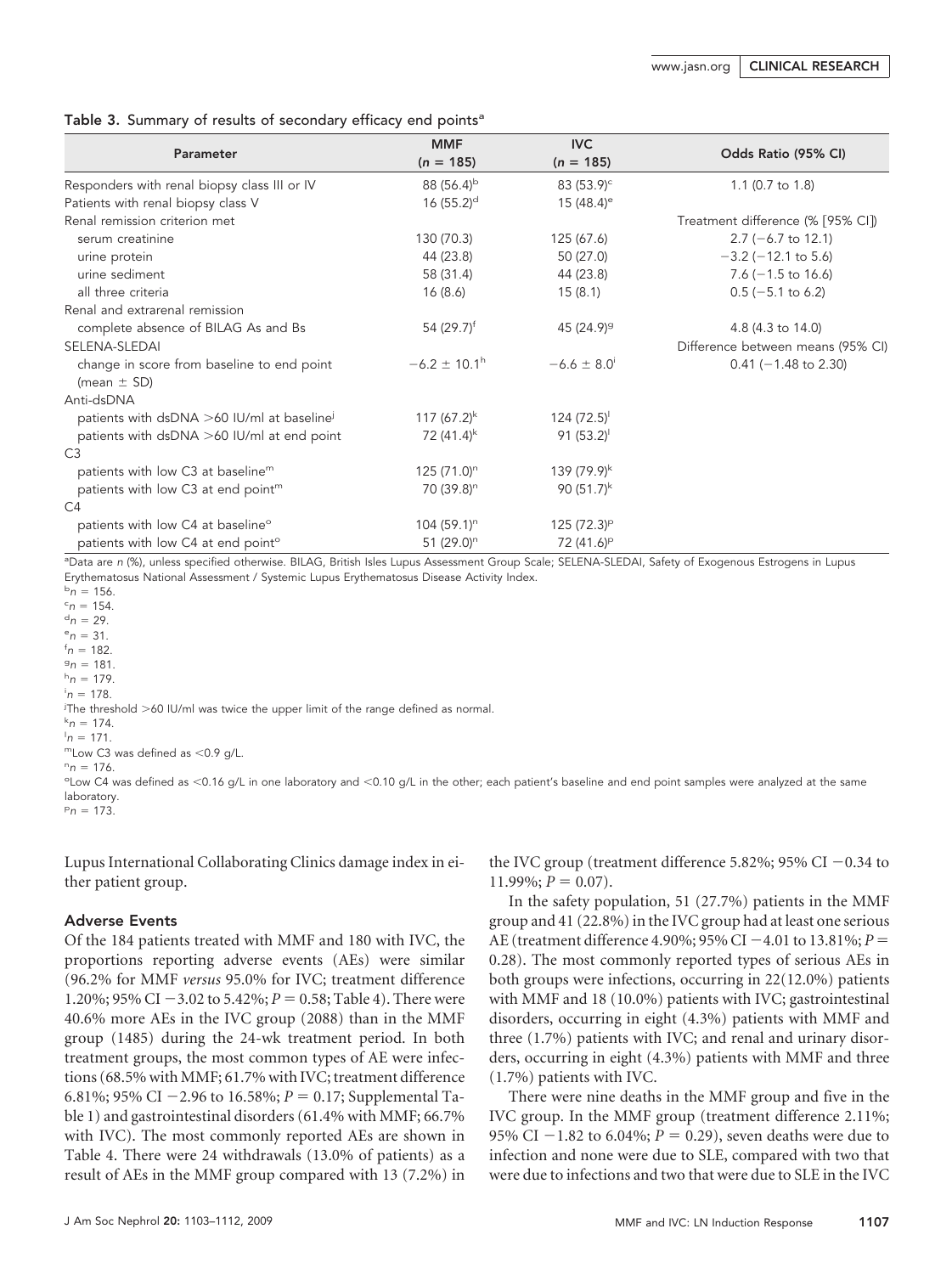Table 3. Summary of results of secondary efficacy end points[a]

| Parameter | MMF (n = 185) | IVC (n = 185) | Odds Ratio (95% CI) |
|---|---|---|---|
| Responders with renal biopsy class III or IV | 88 (56.4)[b] | 83 (53.9)[c] | 1.1 (0.7 to 1.8) |
| Patients with renal biopsy class V | 16 (55.2)[d] | 15 (48.4)[e] | |
| Renal remission criterion met | | | Treatment difference (% [95% CI]) |
| serum creatinine | 130 (70.3) | 125 (67.6) | 2.7 (−6.7 to 12.1) |
| urine protein | 44 (23.8) | 50 (27.0) | −3.2 (−12.1 to 5.6) |
| urine sediment | 58 (31.4) | 44 (23.8) | 7.6 (−1.5 to 16.6) |
| all three criteria | 16 (8.6) | 15 (8.1) | 0.5 (−5.1 to 6.2) |
| Renal and extrarenal remission | | | |
| complete absence of BILAG As and Bs | 54 (29.7)[f] | 45 (24.9)[g] | 4.8 (4.3 to 14.0) |
| SELENA-SLEDAI | | | Difference between means (95% CI) |
| change in score from baseline to end point (mean ± SD) | −6.2 ± 10.1[h] | −6.6 ± 8.0[i] | 0.41 (−1.48 to 2.30) |
| Anti-dsDNA | | | |
| patients with dsDNA >60 IU/ml at baseline[j] | 117 (67.2)[k] | 124 (72.5)[l] | |
| patients with dsDNA >60 IU/ml at end point | 72 (41.4)[k] | 91 (53.2)[l] | |
| C3 | | | |
| patients with low C3 at baseline[m] | 125 (71.0)[n] | 139 (79.9)[k] | |
| patients with low C3 at end point[m] | 70 (39.8)[n] | 90 (51.7)[k] | |
| C4 | | | |
| patients with low C4 at baseline[o] | 104 (59.1)[n] | 125 (72.3)[p] | |
| patients with low C4 at end point[o] | 51 (29.0)[n] | 72 (41.6)[p] | |

[a]Data are n (%), unless specified otherwise. BILAG, British Isles Lupus Assessment Group Scale; SELENA-SLEDAI, Safety of Exogenous Estrogens in Lupus Erythematosus National Assessment / Systemic Lupus Erythematosus Disease Activity Index.
[b]n = 156.
[c]n = 154.
[d]n = 29.
[e]n = 31.
[f]n = 182.
[g]n = 181.
[h]n = 179.
[i]n = 178.
[j]The threshold >60 IU/ml was twice the upper limit of the range defined as normal.
[k]n = 174.
[l]n = 171.
[m]Low C3 was defined as <0.9 g/L.
[n]n = 176.
[o]Low C4 was defined as <0.16 g/L in one laboratory and <0.10 g/L in the other; each patient's baseline and end point samples were analyzed at the same laboratory.
[p]n = 173.

Lupus International Collaborating Clinics damage index in either patient group.

### Adverse Events

Of the 184 patients treated with MMF and 180 with IVC, the proportions reporting adverse events (AEs) were similar (96.2% for MMF *versus* 95.0% for IVC; treatment difference 1.20%; 95% CI −3.02 to 5.42%; $P = 0.58$; Table 4). There were 40.6% more AEs in the IVC group (2088) than in the MMF group (1485) during the 24-wk treatment period. In both treatment groups, the most common types of AE were infections (68.5% with MMF; 61.7% with IVC; treatment difference 6.81%; 95% CI −2.96 to 16.58%; $P = 0.17$; Supplemental Table 1) and gastrointestinal disorders (61.4% with MMF; 66.7% with IVC). The most commonly reported AEs are shown in Table 4. There were 24 withdrawals (13.0% of patients) as a result of AEs in the MMF group compared with 13 (7.2%) in the IVC group (treatment difference 5.82%; 95% CI −0.34 to 11.99%; $P = 0.07$).

In the safety population, 51 (27.7%) patients in the MMF group and 41 (22.8%) in the IVC group had at least one serious AE (treatment difference 4.90%; 95% CI −4.01 to 13.81%; $P = 0.28$). The most commonly reported types of serious AEs in both groups were infections, occurring in 22(12.0%) patients with MMF and 18 (10.0%) patients with IVC; gastrointestinal disorders, occurring in eight (4.3%) patients with MMF and three (1.7%) patients with IVC; and renal and urinary disorders, occurring in eight (4.3%) patients with MMF and three (1.7%) patients with IVC.

There were nine deaths in the MMF group and five in the IVC group. In the MMF group (treatment difference 2.11%; 95% CI −1.82 to 6.04%; $P = 0.29$), seven deaths were due to infection and none were due to SLE, compared with two that were due to infections and two that were due to SLE in the IVC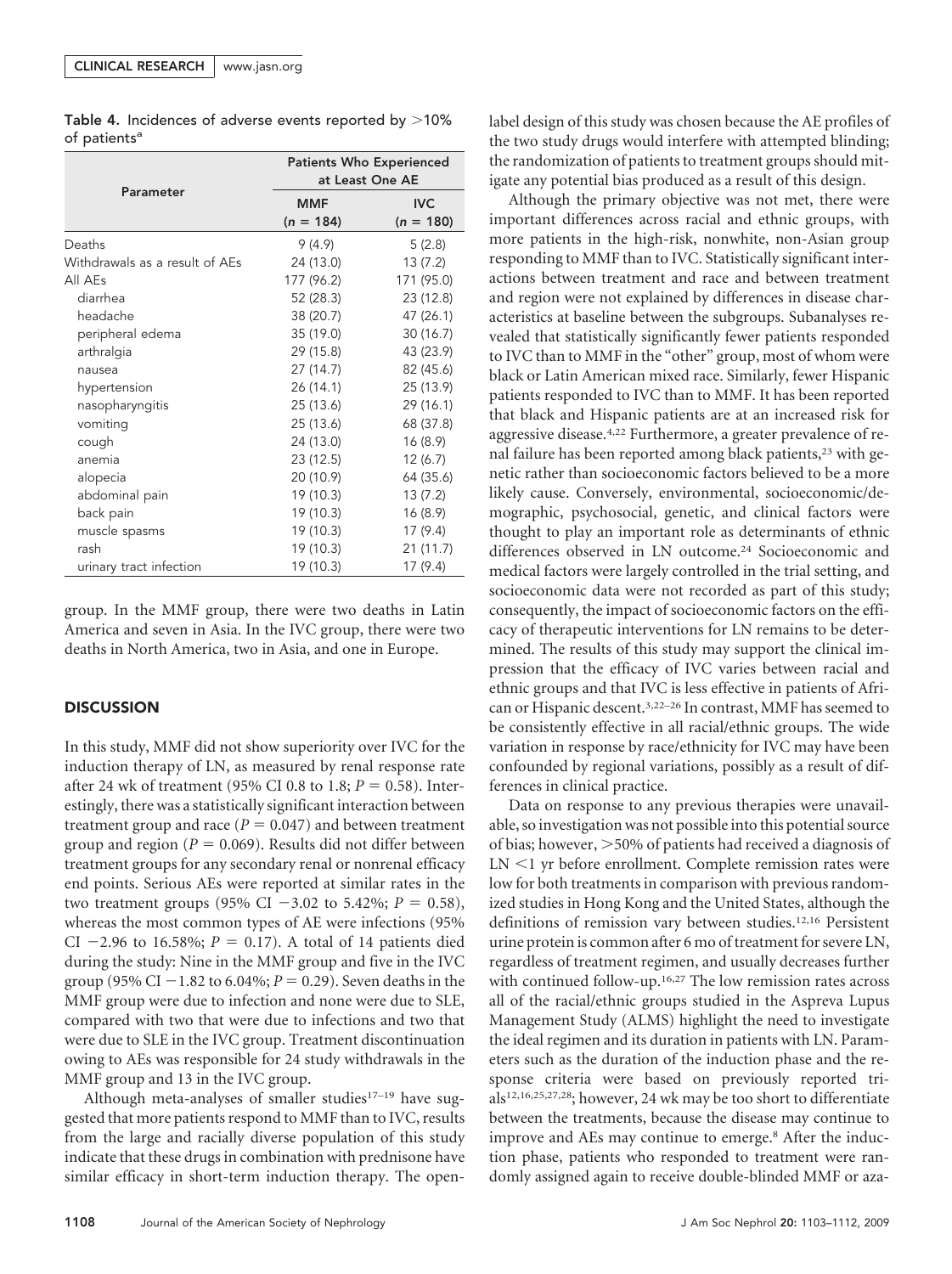**Table 4.** Incidences of adverse events reported by >10% of patients[a]

| Parameter | Patients Who Experienced at Least One AE | |
|---|---|---|
| | MMF (n = 184) | IVC (n = 180) |
| Deaths | 9 (4.9) | 5 (2.8) |
| Withdrawals as a result of AEs | 24 (13.0) | 13 (7.2) |
| All AEs | 177 (96.2) | 171 (95.0) |
| diarrhea | 52 (28.3) | 23 (12.8) |
| headache | 38 (20.7) | 47 (26.1) |
| peripheral edema | 35 (19.0) | 30 (16.7) |
| arthralgia | 29 (15.8) | 43 (23.9) |
| nausea | 27 (14.7) | 82 (45.6) |
| hypertension | 26 (14.1) | 25 (13.9) |
| nasopharyngitis | 25 (13.6) | 29 (16.1) |
| vomiting | 25 (13.6) | 68 (37.8) |
| cough | 24 (13.0) | 16 (8.9) |
| anemia | 23 (12.5) | 12 (6.7) |
| alopecia | 20 (10.9) | 64 (35.6) |
| abdominal pain | 19 (10.3) | 13 (7.2) |
| back pain | 19 (10.3) | 16 (8.9) |
| muscle spasms | 19 (10.3) | 17 (9.4) |
| rash | 19 (10.3) | 21 (11.7) |
| urinary tract infection | 19 (10.3) | 17 (9.4) |

group. In the MMF group, there were two deaths in Latin America and seven in Asia. In the IVC group, there were two deaths in North America, two in Asia, and one in Europe.

## DISCUSSION

In this study, MMF did not show superiority over IVC for the induction therapy of LN, as measured by renal response rate after 24 wk of treatment (95% CI 0.8 to 1.8; $P = 0.58$). Interestingly, there was a statistically significant interaction between treatment group and race ($P = 0.047$) and between treatment group and region ($P = 0.069$). Results did not differ between treatment groups for any secondary renal or nonrenal efficacy end points. Serious AEs were reported at similar rates in the two treatment groups (95% CI −3.02 to 5.42%; $P = 0.58$), whereas the most common types of AE were infections (95% CI −2.96 to 16.58%; $P = 0.17$). A total of 14 patients died during the study: Nine in the MMF group and five in the IVC group (95% CI −1.82 to 6.04%; $P = 0.29$). Seven deaths in the MMF group were due to infection and none were due to SLE, compared with two that were due to infections and two that were due to SLE in the IVC group. Treatment discontinuation owing to AEs was responsible for 24 study withdrawals in the MMF group and 13 in the IVC group.

Although meta-analyses of smaller studies[17–19] have suggested that more patients respond to MMF than to IVC, results from the large and racially diverse population of this study indicate that these drugs in combination with prednisone have similar efficacy in short-term induction therapy. The open-label design of this study was chosen because the AE profiles of the two study drugs would interfere with attempted blinding; the randomization of patients to treatment groups should mitigate any potential bias produced as a result of this design.

Although the primary objective was not met, there were important differences across racial and ethnic groups, with more patients in the high-risk, nonwhite, non-Asian group responding to MMF than to IVC. Statistically significant interactions between treatment and race and between treatment and region were not explained by differences in disease characteristics at baseline between the subgroups. Subanalyses revealed that statistically significantly fewer patients responded to IVC than to MMF in the "other" group, most of whom were black or Latin American mixed race. Similarly, fewer Hispanic patients responded to IVC than to MMF. It has been reported that black and Hispanic patients are at an increased risk for aggressive disease.[4,22] Furthermore, a greater prevalence of renal failure has been reported among black patients,[23] with genetic rather than socioeconomic factors believed to be a more likely cause. Conversely, environmental, socioeconomic/demographic, psychosocial, genetic, and clinical factors were thought to play an important role as determinants of ethnic differences observed in LN outcome.[24] Socioeconomic and medical factors were largely controlled in the trial setting, and socioeconomic data were not recorded as part of this study; consequently, the impact of socioeconomic factors on the efficacy of therapeutic interventions for LN remains to be determined. The results of this study may support the clinical impression that the efficacy of IVC varies between racial and ethnic groups and that IVC is less effective in patients of African or Hispanic descent.[3,22–26] In contrast, MMF has seemed to be consistently effective in all racial/ethnic groups. The wide variation in response by race/ethnicity for IVC may have been confounded by regional variations, possibly as a result of differences in clinical practice.

Data on response to any previous therapies were unavailable, so investigation was not possible into this potential source of bias; however, >50% of patients had received a diagnosis of LN <1 yr before enrollment. Complete remission rates were low for both treatments in comparison with previous randomized studies in Hong Kong and the United States, although the definitions of remission vary between studies.[12,16] Persistent urine protein is common after 6 mo of treatment for severe LN, regardless of treatment regimen, and usually decreases further with continued follow-up.[16,27] The low remission rates across all of the racial/ethnic groups studied in the Aspreva Lupus Management Study (ALMS) highlight the need to investigate the ideal regimen and its duration in patients with LN. Parameters such as the duration of the induction phase and the response criteria were based on previously reported trials[12,16,25,27,28]; however, 24 wk may be too short to differentiate between the treatments, because the disease may continue to improve and AEs may continue to emerge.[8] After the induction phase, patients who responded to treatment were randomly assigned again to receive double-blinded MMF or aza-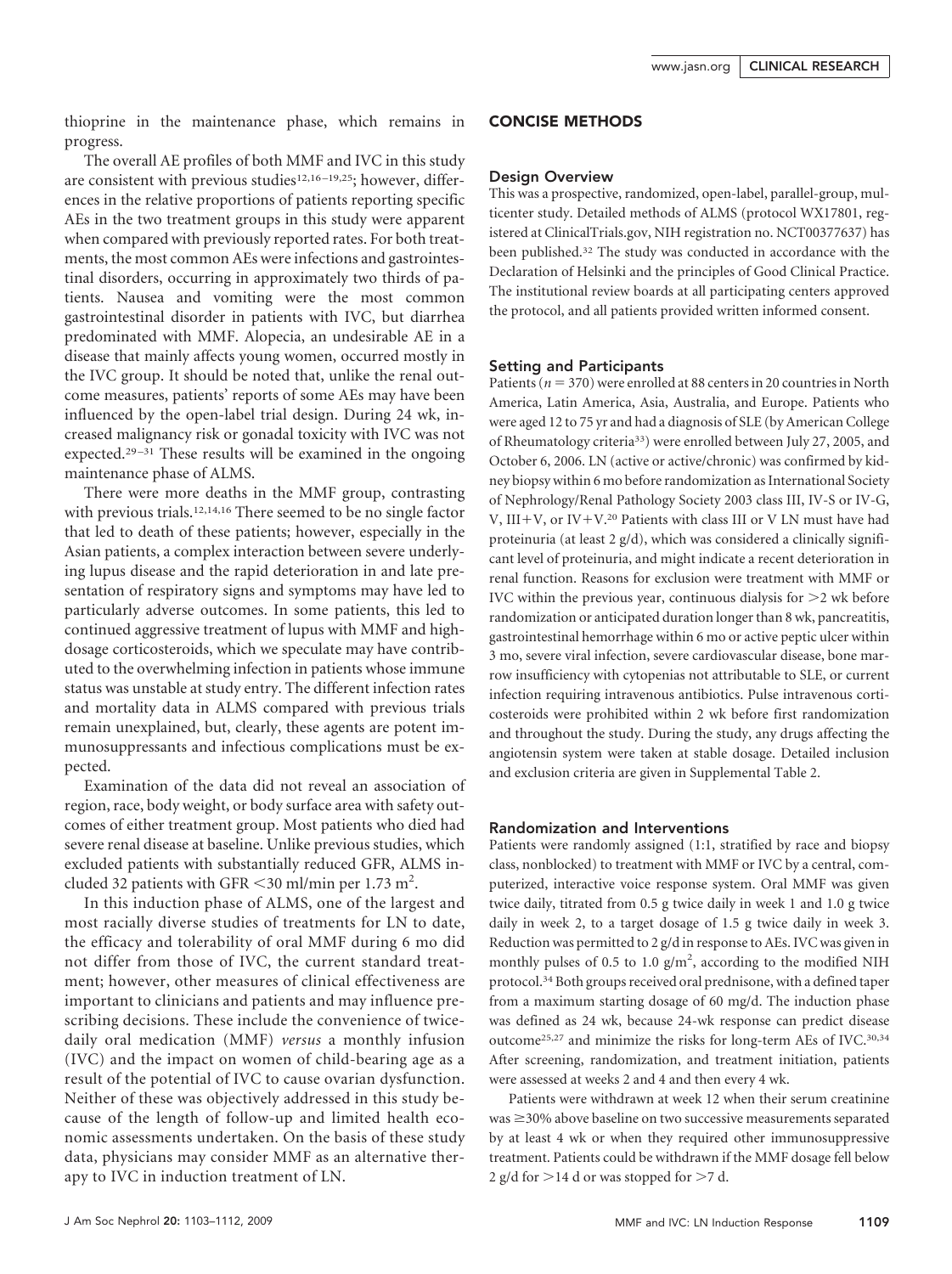thioprine in the maintenance phase, which remains in progress.

The overall AE profiles of both MMF and IVC in this study are consistent with previous studies[12,16–19,25]; however, differences in the relative proportions of patients reporting specific AEs in the two treatment groups in this study were apparent when compared with previously reported rates. For both treatments, the most common AEs were infections and gastrointestinal disorders, occurring in approximately two thirds of patients. Nausea and vomiting were the most common gastrointestinal disorder in patients with IVC, but diarrhea predominated with MMF. Alopecia, an undesirable AE in a disease that mainly affects young women, occurred mostly in the IVC group. It should be noted that, unlike the renal outcome measures, patients' reports of some AEs may have been influenced by the open-label trial design. During 24 wk, increased malignancy risk or gonadal toxicity with IVC was not expected.[29–31] These results will be examined in the ongoing maintenance phase of ALMS.

There were more deaths in the MMF group, contrasting with previous trials.[12,14,16] There seemed to be no single factor that led to death of these patients; however, especially in the Asian patients, a complex interaction between severe underlying lupus disease and the rapid deterioration in and late presentation of respiratory signs and symptoms may have led to particularly adverse outcomes. In some patients, this led to continued aggressive treatment of lupus with MMF and high-dosage corticosteroids, which we speculate may have contributed to the overwhelming infection in patients whose immune status was unstable at study entry. The different infection rates and mortality data in ALMS compared with previous trials remain unexplained, but, clearly, these agents are potent immunosuppressants and infectious complications must be expected.

Examination of the data did not reveal an association of region, race, body weight, or body surface area with safety outcomes of either treatment group. Most patients who died had severe renal disease at baseline. Unlike previous studies, which excluded patients with substantially reduced GFR, ALMS included 32 patients with GFR <30 ml/min per 1.73 $m^2$.

In this induction phase of ALMS, one of the largest and most racially diverse studies of treatments for LN to date, the efficacy and tolerability of oral MMF during 6 mo did not differ from those of IVC, the current standard treatment; however, other measures of clinical effectiveness are important to clinicians and patients and may influence prescribing decisions. These include the convenience of twice-daily oral medication (MMF) *versus* a monthly infusion (IVC) and the impact on women of child-bearing age as a result of the potential of IVC to cause ovarian dysfunction. Neither of these was objectively addressed in this study because of the length of follow-up and limited health economic assessments undertaken. On the basis of these study data, physicians may consider MMF as an alternative therapy to IVC in induction treatment of LN.

## CONCISE METHODS

### Design Overview

This was a prospective, randomized, open-label, parallel-group, multicenter study. Detailed methods of ALMS (protocol WX17801, registered at ClinicalTrials.gov, NIH registration no. NCT00377637) has been published.[32] The study was conducted in accordance with the Declaration of Helsinki and the principles of Good Clinical Practice. The institutional review boards at all participating centers approved the protocol, and all patients provided written informed consent.

### Setting and Participants

Patients ($n = 370$) were enrolled at 88 centers in 20 countries in North America, Latin America, Asia, Australia, and Europe. Patients who were aged 12 to 75 yr and had a diagnosis of SLE (by American College of Rheumatology criteria[33]) were enrolled between July 27, 2005, and October 6, 2006. LN (active or active/chronic) was confirmed by kidney biopsy within 6 mo before randomization as International Society of Nephrology/Renal Pathology Society 2003 class III, IV-S or IV-G, V, III+V, or IV+V.[20] Patients with class III or V LN must have had proteinuria (at least 2 g/d), which was considered a clinically significant level of proteinuria, and might indicate a recent deterioration in renal function. Reasons for exclusion were treatment with MMF or IVC within the previous year, continuous dialysis for >2 wk before randomization or anticipated duration longer than 8 wk, pancreatitis, gastrointestinal hemorrhage within 6 mo or active peptic ulcer within 3 mo, severe viral infection, severe cardiovascular disease, bone marrow insufficiency with cytopenias not attributable to SLE, or current infection requiring intravenous antibiotics. Pulse intravenous corticosteroids were prohibited within 2 wk before first randomization and throughout the study. During the study, any drugs affecting the angiotensin system were taken at stable dosage. Detailed inclusion and exclusion criteria are given in Supplemental Table 2.

### Randomization and Interventions

Patients were randomly assigned (1:1, stratified by race and biopsy class, nonblocked) to treatment with MMF or IVC by a central, computerized, interactive voice response system. Oral MMF was given twice daily, titrated from 0.5 g twice daily in week 1 and 1.0 g twice daily in week 2, to a target dosage of 1.5 g twice daily in week 3. Reduction was permitted to 2 g/d in response to AEs. IVC was given in monthly pulses of 0.5 to 1.0 g/$m^2$, according to the modified NIH protocol.[34] Both groups received oral prednisone, with a defined taper from a maximum starting dosage of 60 mg/d. The induction phase was defined as 24 wk, because 24-wk response can predict disease outcome[25,27] and minimize the risks for long-term AEs of IVC.[30,34] After screening, randomization, and treatment initiation, patients were assessed at weeks 2 and 4 and then every 4 wk.

Patients were withdrawn at week 12 when their serum creatinine was ≥30% above baseline on two successive measurements separated by at least 4 wk or when they required other immunosuppressive treatment. Patients could be withdrawn if the MMF dosage fell below 2 g/d for >14 d or was stopped for >7 d.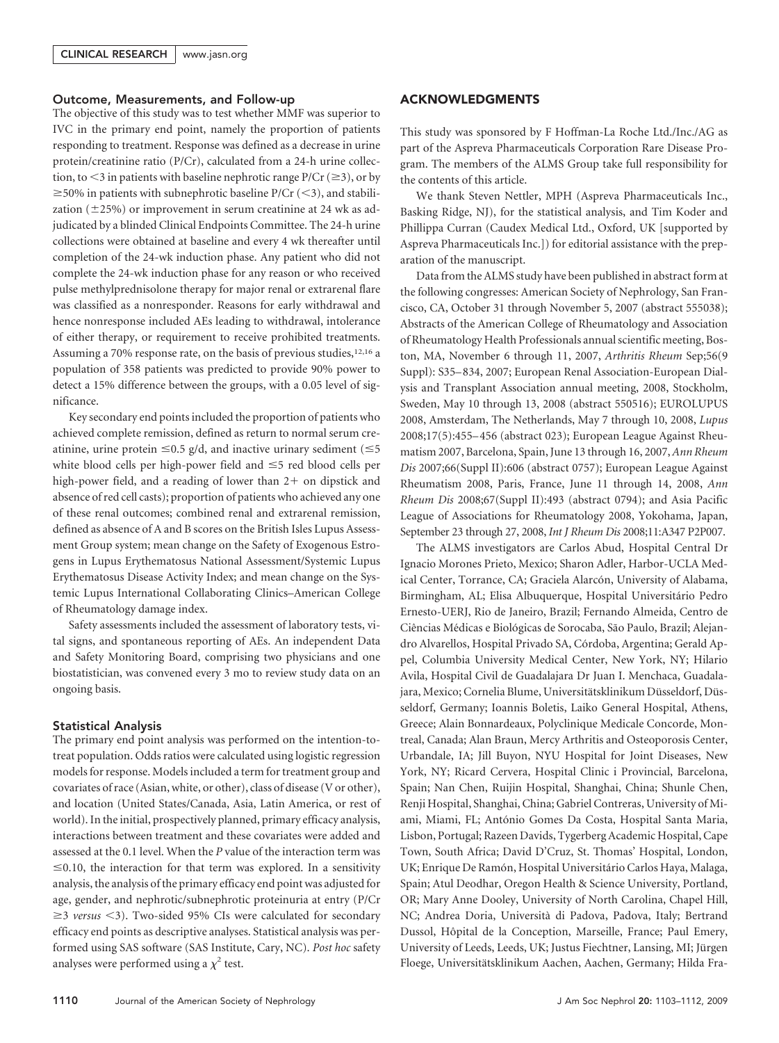### Outcome, Measurements, and Follow-up

The objective of this study was to test whether MMF was superior to IVC in the primary end point, namely the proportion of patients responding to treatment. Response was defined as a decrease in urine protein/creatinine ratio (P/Cr), calculated from a 24-h urine collection, to $<3$ in patients with baseline nephrotic range P/Cr ($\geq 3$), or by $\geq 50\%$ in patients with subnephrotic baseline P/Cr ($<3$), and stabilization ($\pm 25\%$) or improvement in serum creatinine at 24 wk as adjudicated by a blinded Clinical Endpoints Committee. The 24-h urine collections were obtained at baseline and every 4 wk thereafter until completion of the 24-wk induction phase. Any patient who did not complete the 24-wk induction phase for any reason or who received pulse methylprednisolone therapy for major renal or extrarenal flare was classified as a nonresponder. Reasons for early withdrawal and hence nonresponse included AEs leading to withdrawal, intolerance of either therapy, or requirement to receive prohibited treatments. Assuming a 70% response rate, on the basis of previous studies,[12,16] a population of 358 patients was predicted to provide 90% power to detect a 15% difference between the groups, with a 0.05 level of significance.

Key secondary end points included the proportion of patients who achieved complete remission, defined as return to normal serum creatinine, urine protein $\leq 0.5$ g/d, and inactive urinary sediment ($\leq 5$ white blood cells per high-power field and $\leq 5$ red blood cells per high-power field, and a reading of lower than 2+ on dipstick and absence of red cell casts); proportion of patients who achieved any one of these renal outcomes; combined renal and extrarenal remission, defined as absence of A and B scores on the British Isles Lupus Assessment Group system; mean change on the Safety of Exogenous Estrogens in Lupus Erythematosus National Assessment/Systemic Lupus Erythematosus Disease Activity Index; and mean change on the Systemic Lupus International Collaborating Clinics–American College of Rheumatology damage index.

Safety assessments included the assessment of laboratory tests, vital signs, and spontaneous reporting of AEs. An independent Data and Safety Monitoring Board, comprising two physicians and one biostatistician, was convened every 3 mo to review study data on an ongoing basis.

### Statistical Analysis

The primary end point analysis was performed on the intention-to-treat population. Odds ratios were calculated using logistic regression models for response. Models included a term for treatment group and covariates of race (Asian, white, or other), class of disease (V or other), and location (United States/Canada, Asia, Latin America, or rest of world). In the initial, prospectively planned, primary efficacy analysis, interactions between treatment and these covariates were added and assessed at the 0.1 level. When the *P* value of the interaction term was $\leq 0.10$, the interaction for that term was explored. In a sensitivity analysis, the analysis of the primary efficacy end point was adjusted for age, gender, and nephrotic/subnephrotic proteinuria at entry (P/Cr $\geq 3$ *versus* $<3$). Two-sided 95% CIs were calculated for secondary efficacy end points as descriptive analyses. Statistical analysis was performed using SAS software (SAS Institute, Cary, NC). *Post hoc* safety analyses were performed using a $\chi^2$ test.

## ACKNOWLEDGMENTS

This study was sponsored by F Hoffman-La Roche Ltd./Inc./AG as part of the Aspreva Pharmaceuticals Corporation Rare Disease Program. The members of the ALMS Group take full responsibility for the contents of this article.

We thank Steven Nettler, MPH (Aspreva Pharmaceuticals Inc., Basking Ridge, NJ), for the statistical analysis, and Tim Koder and Phillippa Curran (Caudex Medical Ltd., Oxford, UK [supported by Aspreva Pharmaceuticals Inc.]) for editorial assistance with the preparation of the manuscript.

Data from the ALMS study have been published in abstract form at the following congresses: American Society of Nephrology, San Francisco, CA, October 31 through November 5, 2007 (abstract 555038); Abstracts of the American College of Rheumatology and Association of Rheumatology Health Professionals annual scientific meeting, Boston, MA, November 6 through 11, 2007, *Arthritis Rheum* Sep;56(9 Suppl): S35–834, 2007; European Renal Association-European Dialysis and Transplant Association annual meeting, 2008, Stockholm, Sweden, May 10 through 13, 2008 (abstract 550516); EUROLUPUS 2008, Amsterdam, The Netherlands, May 7 through 10, 2008, *Lupus* 2008;17(5):455–456 (abstract 023); European League Against Rheumatism 2007, Barcelona, Spain, June 13 through 16, 2007, *Ann Rheum Dis* 2007;66(Suppl II):606 (abstract 0757); European League Against Rheumatism 2008, Paris, France, June 11 through 14, 2008, *Ann Rheum Dis* 2008;67(Suppl II):493 (abstract 0794); and Asia Pacific League of Associations for Rheumatology 2008, Yokohama, Japan, September 23 through 27, 2008, *Int J Rheum Dis* 2008;11:A347 P2P007.

The ALMS investigators are Carlos Abud, Hospital Central Dr Ignacio Morones Prieto, Mexico; Sharon Adler, Harbor-UCLA Medical Center, Torrance, CA; Graciela Alarcón, University of Alabama, Birmingham, AL; Elisa Albuquerque, Hospital Universitário Pedro Ernesto-UERJ, Rio de Janeiro, Brazil; Fernando Almeida, Centro de Ciências Médicas e Biológicas de Sorocaba, São Paulo, Brazil; Alejandro Alvarellos, Hospital Privado SA, Córdoba, Argentina; Gerald Appel, Columbia University Medical Center, New York, NY; Hilario Avila, Hospital Civil de Guadalajara Dr Juan I. Menchaca, Guadalajara, Mexico; Cornelia Blume, Universitätsklinikum Düsseldorf, Düsseldorf, Germany; Ioannis Boletis, Laiko General Hospital, Athens, Greece; Alain Bonnardeaux, Polyclinique Medicale Concorde, Montreal, Canada; Alan Braun, Mercy Arthritis and Osteoporosis Center, Urbandale, IA; Jill Buyon, NYU Hospital for Joint Diseases, New York, NY; Ricard Cervera, Hospital Clinic i Provincial, Barcelona, Spain; Nan Chen, Ruijin Hospital, Shanghai, China; Shunle Chen, Renji Hospital, Shanghai, China; Gabriel Contreras, University of Miami, Miami, FL; António Gomes Da Costa, Hospital Santa Maria, Lisbon, Portugal; Razeen Davids, Tygerberg Academic Hospital, Cape Town, South Africa; David D'Cruz, St. Thomas' Hospital, London, UK; Enrique De Ramón, Hospital Universitário Carlos Haya, Malaga, Spain; Atul Deodhar, Oregon Health & Science University, Portland, OR; Mary Anne Dooley, University of North Carolina, Chapel Hill, NC; Andrea Doria, Università di Padova, Padova, Italy; Bertrand Dussol, Hôpital de la Conception, Marseille, France; Paul Emery, University of Leeds, Leeds, UK; Justus Fiechtner, Lansing, MI; Jürgen Floege, Universitätsklinikum Aachen, Aachen, Germany; Hilda Fra-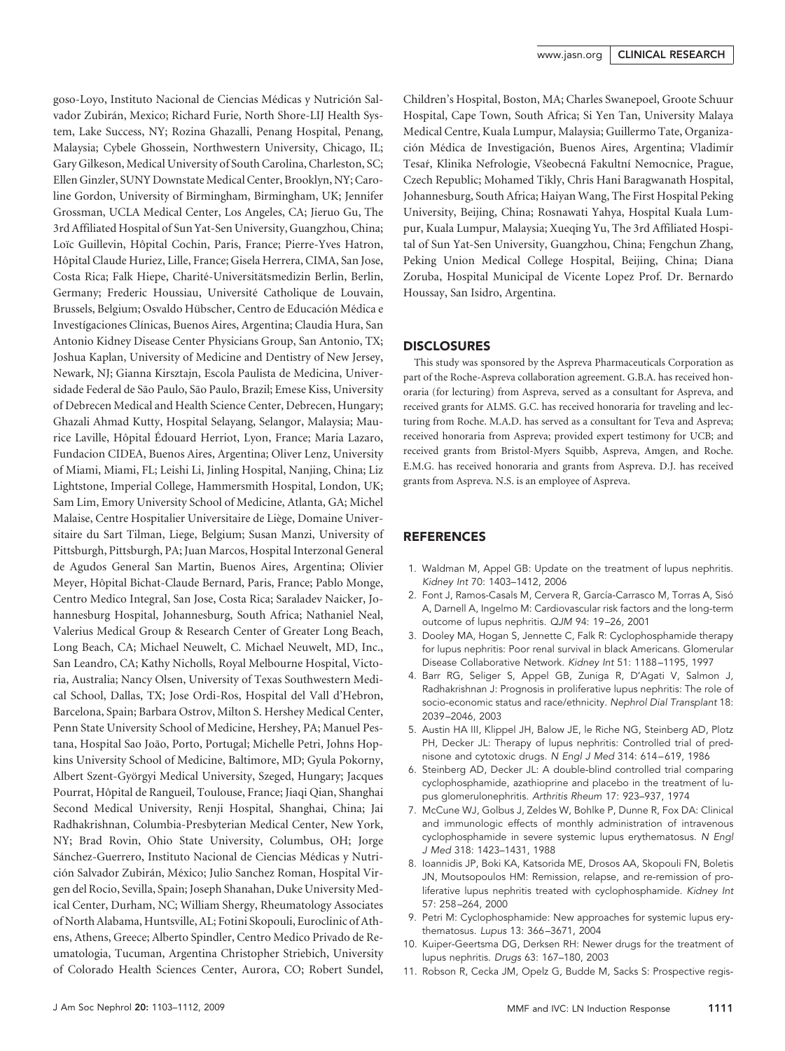goso-Loyo, Instituto Nacional de Ciencias Médicas y Nutrición Salvador Zubirán, Mexico; Richard Furie, North Shore-LIJ Health System, Lake Success, NY; Rozina Ghazalli, Penang Hospital, Penang, Malaysia; Cybele Ghossein, Northwestern University, Chicago, IL; Gary Gilkeson, Medical University of South Carolina, Charleston, SC; Ellen Ginzler, SUNY Downstate Medical Center, Brooklyn, NY; Caroline Gordon, University of Birmingham, Birmingham, UK; Jennifer Grossman, UCLA Medical Center, Los Angeles, CA; Jieruo Gu, The 3rd Affiliated Hospital of Sun Yat-Sen University, Guangzhou, China; Loïc Guillevin, Hôpital Cochin, Paris, France; Pierre-Yves Hatron, Hôpital Claude Huriez, Lille, France; Gisela Herrera, CIMA, San Jose, Costa Rica; Falk Hiepe, Charité-Universitätsmedizin Berlin, Berlin, Germany; Frederic Houssiau, Université Catholique de Louvain, Brussels, Belgium; Osvaldo Hübscher, Centro de Educación Médica e Investígaciones Clínicas, Buenos Aires, Argentina; Claudia Hura, San Antonio Kidney Disease Center Physicians Group, San Antonio, TX; Joshua Kaplan, University of Medicine and Dentistry of New Jersey, Newark, NJ; Gianna Kirsztajn, Escola Paulista de Medicina, Universidade Federal de São Paulo, São Paulo, Brazil; Emese Kiss, University of Debrecen Medical and Health Science Center, Debrecen, Hungary; Ghazali Ahmad Kutty, Hospital Selayang, Selangor, Malaysia; Maurice Laville, Hôpital Édouard Herriot, Lyon, France; Maria Lazaro, Fundacion CIDEA, Buenos Aires, Argentina; Oliver Lenz, University of Miami, Miami, FL; Leishi Li, Jinling Hospital, Nanjing, China; Liz Lightstone, Imperial College, Hammersmith Hospital, London, UK; Sam Lim, Emory University School of Medicine, Atlanta, GA; Michel Malaise, Centre Hospitalier Universitaire de Liège, Domaine Universitaire du Sart Tilman, Liege, Belgium; Susan Manzi, University of Pittsburgh, Pittsburgh, PA; Juan Marcos, Hospital Interzonal General de Agudos General San Martin, Buenos Aires, Argentina; Olivier Meyer, Hôpital Bichat-Claude Bernard, Paris, France; Pablo Monge, Centro Medico Integral, San Jose, Costa Rica; Saraladev Naicker, Johannesburg Hospital, Johannesburg, South Africa; Nathaniel Neal, Valerius Medical Group & Research Center of Greater Long Beach, Long Beach, CA; Michael Neuwelt, C. Michael Neuwelt, MD, Inc., San Leandro, CA; Kathy Nicholls, Royal Melbourne Hospital, Victoria, Australia; Nancy Olsen, University of Texas Southwestern Medical School, Dallas, TX; Jose Ordi-Ros, Hospital del Vall d'Hebron, Barcelona, Spain; Barbara Ostrov, Milton S. Hershey Medical Center, Penn State University School of Medicine, Hershey, PA; Manuel Pestana, Hospital Sao João, Porto, Portugal; Michelle Petri, Johns Hopkins University School of Medicine, Baltimore, MD; Gyula Pokorny, Albert Szent-Györgyi Medical University, Szeged, Hungary; Jacques Pourrat, Hôpital de Rangueil, Toulouse, France; Jiaqi Qian, Shanghai Second Medical University, Renji Hospital, Shanghai, China; Jai Radhakrishnan, Columbia-Presbyterian Medical Center, New York, NY; Brad Rovin, Ohio State University, Columbus, OH; Jorge Sánchez-Guerrero, Instituto Nacional de Ciencias Médicas y Nutrición Salvador Zubirán, México; Julio Sanchez Roman, Hospital Virgen del Rocio, Sevilla, Spain; Joseph Shanahan, Duke University Medical Center, Durham, NC; William Shergy, Rheumatology Associates of North Alabama, Huntsville, AL; Fotini Skopouli, Euroclinic of Athens, Athens, Greece; Alberto Spindler, Centro Medico Privado de Reumatologia, Tucuman, Argentina Christopher Striebich, University of Colorado Health Sciences Center, Aurora, CO; Robert Sundel, Children's Hospital, Boston, MA; Charles Swanepoel, Groote Schuur Hospital, Cape Town, South Africa; Si Yen Tan, University Malaya Medical Centre, Kuala Lumpur, Malaysia; Guillermo Tate, Organización Médica de Investigación, Buenos Aires, Argentina; Vladimír Tesař, Klinika Nefrologie, Všeobecná Fakultní Nemocnice, Prague, Czech Republic; Mohamed Tikly, Chris Hani Baragwanath Hospital, Johannesburg, South Africa; Haiyan Wang, The First Hospital Peking University, Beijing, China; Rosnawati Yahya, Hospital Kuala Lumpur, Kuala Lumpur, Malaysia; Xueqing Yu, The 3rd Affiliated Hospital of Sun Yat-Sen University, Guangzhou, China; Fengchun Zhang, Peking Union Medical College Hospital, Beijing, China; Diana Zoruba, Hospital Municipal de Vicente Lopez Prof. Dr. Bernardo Houssay, San Isidro, Argentina.

## DISCLOSURES

This study was sponsored by the Aspreva Pharmaceuticals Corporation as part of the Roche-Aspreva collaboration agreement. G.B.A. has received honoraria (for lecturing) from Aspreva, served as a consultant for Aspreva, and received grants for ALMS. G.C. has received honoraria for traveling and lecturing from Roche. M.A.D. has served as a consultant for Teva and Aspreva; received honoraria from Aspreva; provided expert testimony for UCB; and received grants from Bristol-Myers Squibb, Aspreva, Amgen, and Roche. E.M.G. has received honoraria and grants from Aspreva. D.J. has received grants from Aspreva. N.S. is an employee of Aspreva.

## REFERENCES

1. Waldman M, Appel GB: Update on the treatment of lupus nephritis. *Kidney Int* 70: 1403–1412, 2006
2. Font J, Ramos-Casals M, Cervera R, García-Carrasco M, Torras A, Sisó A, Darnell A, Ingelmo M: Cardiovascular risk factors and the long-term outcome of lupus nephritis. *QJM* 94: 19–26, 2001
3. Dooley MA, Hogan S, Jennette C, Falk R: Cyclophosphamide therapy for lupus nephritis: Poor renal survival in black Americans. Glomerular Disease Collaborative Network. *Kidney Int* 51: 1188–1195, 1997
4. Barr RG, Seliger S, Appel GB, Zuniga R, D'Agati V, Salmon J, Radhakrishnan J: Prognosis in proliferative lupus nephritis: The role of socio-economic status and race/ethnicity. *Nephrol Dial Transplant* 18: 2039–2046, 2003
5. Austin HA III, Klippel JH, Balow JE, le Riche NG, Steinberg AD, Plotz PH, Decker JL: Therapy of lupus nephritis: Controlled trial of prednisone and cytotoxic drugs. *N Engl J Med* 314: 614–619, 1986
6. Steinberg AD, Decker JL: A double-blind controlled trial comparing cyclophosphamide, azathioprine and placebo in the treatment of lupus glomerulonephritis. *Arthritis Rheum* 17: 923–937, 1974
7. McCune WJ, Golbus J, Zeldes W, Bohlke P, Dunne R, Fox DA: Clinical and immunologic effects of monthly administration of intravenous cyclophosphamide in severe systemic lupus erythematosus. *N Engl J Med* 318: 1423–1431, 1988
8. Ioannidis JP, Boki KA, Katsorida ME, Drosos AA, Skopouli FN, Boletis JN, Moutsopoulos HM: Remission, relapse, and re-remission of proliferative lupus nephritis treated with cyclophosphamide. *Kidney Int* 57: 258–264, 2000
9. Petri M: Cyclophosphamide: New approaches for systemic lupus erythematosus. *Lupus* 13: 366–3671, 2004
10. Kuiper-Geertsma DG, Derksen RH: Newer drugs for the treatment of lupus nephritis. *Drugs* 63: 167–180, 2003
11. Robson R, Cecka JM, Opelz G, Budde M, Sacks S: Prospective regis-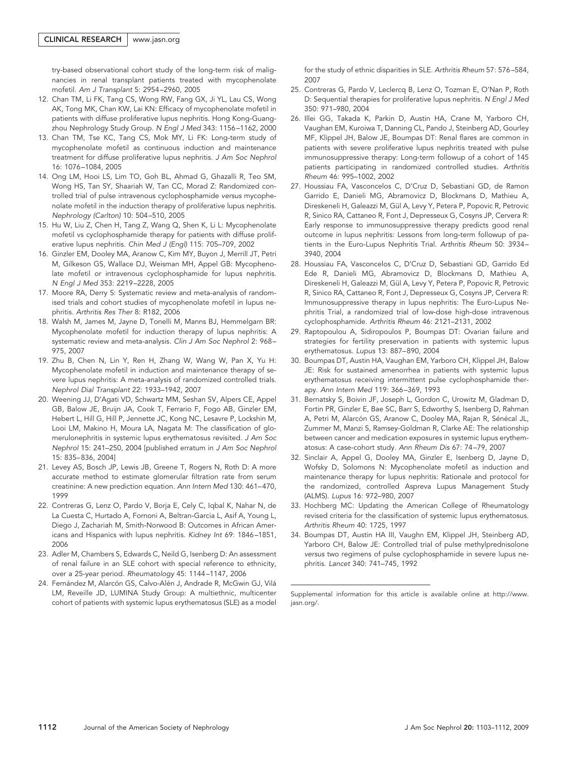try-based observational cohort study of the long-term risk of malignancies in renal transplant patients treated with mycophenolate mofetil. *Am J Transplant* 5: 2954–2960, 2005

12. Chan TM, Li FK, Tang CS, Wong RW, Fang GX, Ji YL, Lau CS, Wong AK, Tong MK, Chan KW, Lai KN: Efficacy of mycophenolate mofetil in patients with diffuse proliferative lupus nephritis. Hong Kong-Guangzhou Nephrology Study Group. *N Engl J Med* 343: 1156–1162, 2000
13. Chan TM, Tse KC, Tang CS, Mok MY, Li FK: Long-term study of mycophenolate mofetil as continuous induction and maintenance treatment for diffuse proliferative lupus nephritis. *J Am Soc Nephrol* 16: 1076–1084, 2005
14. Ong LM, Hooi LS, Lim TO, Goh BL, Ahmad G, Ghazalli R, Teo SM, Wong HS, Tan SY, Shaariah W, Tan CC, Morad Z: Randomized controlled trial of pulse intravenous cyclophosphamide *versus* mycophenolate mofetil in the induction therapy of proliferative lupus nephritis. *Nephrology (Carlton)* 10: 504–510, 2005
15. Hu W, Liu Z, Chen H, Tang Z, Wang Q, Shen K, Li L: Mycophenolate mofetil vs cyclophosphamide therapy for patients with diffuse proliferative lupus nephritis. *Chin Med J (Engl)* 115: 705–709, 2002
16. Ginzler EM, Dooley MA, Aranow C, Kim MY, Buyon J, Merrill JT, Petri M, Gilkeson GS, Wallace DJ, Weisman MH, Appel GB: Mycophenolate mofetil or intravenous cyclophosphamide for lupus nephritis. *N Engl J Med* 353: 2219–2228, 2005
17. Moore RA, Derry S: Systematic review and meta-analysis of randomised trials and cohort studies of mycophenolate mofetil in lupus nephritis. *Arthritis Res Ther* 8: R182, 2006
18. Walsh M, James M, Jayne D, Tonelli M, Manns BJ, Hemmelgarn BR: Mycophenolate mofetil for induction therapy of lupus nephritis: A systematic review and meta-analysis. *Clin J Am Soc Nephrol* 2: 968–975, 2007
19. Zhu B, Chen N, Lin Y, Ren H, Zhang W, Wang W, Pan X, Yu H: Mycophenolate mofetil in induction and maintenance therapy of severe lupus nephritis: A meta-analysis of randomized controlled trials. *Nephrol Dial Transplant* 22: 1933–1942, 2007
20. Weening JJ, D'Agati VD, Schwartz MM, Seshan SV, Alpers CE, Appel GB, Balow JE, Bruijn JA, Cook T, Ferrario F, Fogo AB, Ginzler EM, Hebert L, Hill G, Hill P, Jennette JC, Kong NC, Lesavre P, Lockshin M, Looi LM, Makino H, Moura LA, Nagata M: The classification of glomerulonephritis in systemic lupus erythematosus revisited. *J Am Soc Nephrol* 15: 241–250, 2004 [published erratum in *J Am Soc Nephrol* 15: 835–836, 2004]
21. Levey AS, Bosch JP, Lewis JB, Greene T, Rogers N, Roth D: A more accurate method to estimate glomerular filtration rate from serum creatinine: A new prediction equation. *Ann Intern Med* 130: 461–470, 1999
22. Contreras G, Lenz O, Pardo V, Borja E, Cely C, Iqbal K, Nahar N, de La Cuesta C, Hurtado A, Fornoni A, Beltran-Garcia L, Asif A, Young L, Diego J, Zachariah M, Smith-Norwood B: Outcomes in African Americans and Hispanics with lupus nephritis. *Kidney Int* 69: 1846–1851, 2006
23. Adler M, Chambers S, Edwards C, Neild G, Isenberg D: An assessment of renal failure in an SLE cohort with special reference to ethnicity, over a 25-year period. *Rheumatology* 45: 1144–1147, 2006
24. Fernández M, Alarcón GS, Calvo-Alén J, Andrade R, McGwin GJ, Vilá LM, Reveille JD, LUMINA Study Group: A multiethnic, multicenter cohort of patients with systemic lupus erythematosus (SLE) as a model for the study of ethnic disparities in SLE. *Arthritis Rheum* 57: 576–584, 2007
25. Contreras G, Pardo V, Leclercq B, Lenz O, Tozman E, O'Nan P, Roth D: Sequential therapies for proliferative lupus nephritis. *N Engl J Med* 350: 971–980, 2004
26. Illei GG, Takada K, Parkin D, Austin HA, Crane M, Yarboro CH, Vaughan EM, Kuroiwa T, Danning CL, Pando J, Steinberg AD, Gourley MF, Klippel JH, Balow JE, Boumpas DT: Renal flares are common in patients with severe proliferative lupus nephritis treated with pulse immunosuppressive therapy: Long-term followup of a cohort of 145 patients participating in randomized controlled studies. *Arthritis Rheum* 46: 995–1002, 2002
27. Houssiau FA, Vasconcelos C, D'Cruz D, Sebastiani GD, de Ramon Garrido E, Danieli MG, Abramovicz D, Blockmans D, Mathieu A, Direskeneli H, Galeazzi M, Gül A, Levy Y, Petera P, Popovic R, Petrovic R, Sinico RA, Cattaneo R, Font J, Depresseux G, Cosyns JP, Cervera R: Early response to immunosuppressive therapy predicts good renal outcome in lupus nephritis: Lessons from long-term followup of patients in the Euro-Lupus Nephritis Trial. *Arthritis Rheum* 50: 3934–3940, 2004
28. Houssiau FA, Vasconcelos C, D'Cruz D, Sebastiani GD, Garrido Ed Ede R, Danieli MG, Abramovicz D, Blockmans D, Mathieu A, Direskeneli H, Galeazzi M, Gül A, Levy Y, Petera P, Popovic R, Petrovic R, Sinico RA, Cattaneo R, Font J, Depresseux G, Cosyns JP, Cervera R: Immunosuppressive therapy in lupus nephritis: The Euro-Lupus Nephritis Trial, a randomized trial of low-dose high-dose intravenous cyclophosphamide. *Arthritis Rheum* 46: 2121–2131, 2002
29. Raptopoulou A, Sidiropoulos P, Boumpas DT: Ovarian failure and strategies for fertility preservation in patients with systemic lupus erythematosus. *Lupus* 13: 887–890, 2004
30. Boumpas DT, Austin HA, Vaughan EM, Yarboro CH, Klippel JH, Balow JE: Risk for sustained amenorrhea in patients with systemic lupus erythematosus receiving intermittent pulse cyclophosphamide therapy. *Ann Intern Med* 119: 366–369, 1993
31. Bernatsky S, Boivin JF, Joseph L, Gordon C, Urowitz M, Gladman D, Fortin PR, Ginzler E, Bae SC, Barr S, Edworthy S, Isenberg D, Rahman A, Petri M, Alarcón GS, Aranow C, Dooley MA, Rajan R, Sénécal JL, Zummer M, Manzi S, Ramsey-Goldman R, Clarke AE: The relationship between cancer and medication exposures in systemic lupus erythematosus: A case-cohort study. *Ann Rheum Dis* 67: 74–79, 2007
32. Sinclair A, Appel G, Dooley MA, Ginzler E, Isenberg D, Jayne D, Wofsky D, Solomons N: Mycophenolate mofetil as induction and maintenance therapy for lupus nephritis: Rationale and protocol for the randomized, controlled Aspreva Lupus Management Study (ALMS). *Lupus* 16: 972–980, 2007
33. Hochberg MC: Updating the American College of Rheumatology revised criteria for the classification of systemic lupus erythematosus. *Arthritis Rheum* 40: 1725, 1997
34. Boumpas DT, Austin HA III, Vaughn EM, Klippel JH, Steinberg AD, Yarboro CH, Balow JE: Controlled trial of pulse methylprednisolone *versus* two regimens of pulse cyclophosphamide in severe lupus nephritis. *Lancet* 340: 741–745, 1992

Supplemental information for this article is available online at http://www.jasn.org/.